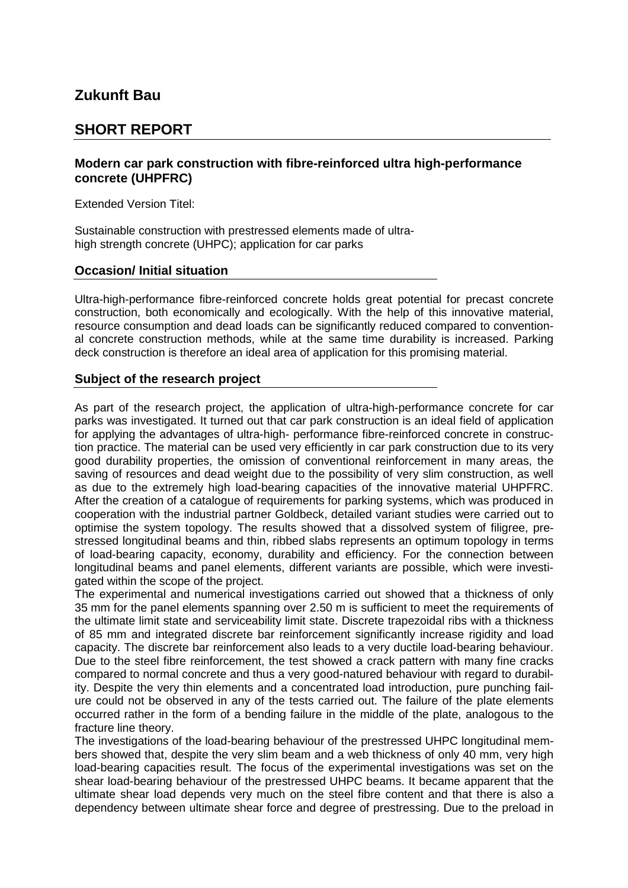# Zukunft Bau

## SHORT REPORT

### Modern car park construction with fibre-reinforced ultra high-performance concrete (UHPFRC)

Extended Version Titel:

Sustainable construction with prestressed elements made of ultra-high strength concrete (UHPC); application for car parks

### Occasion/ Initial situation

Ultra-high-performance fibre-reinforced concrete holds great potential for precast concrete construction, both economically and ecologically. With the help of this innovative material, resource consumption and dead loads can be significantly reduced compared to conventional concrete construction methods, while at the same time durability is increased. Parking deck construction is therefore an ideal area of application for this promising material.

### Subject of the research project

As part of the research project, the application of ultra-high-performance concrete for car parks was investigated. It turned out that car park construction is an ideal field of application for applying the advantages of ultra-high- performance fibre-reinforced concrete in construction practice. The material can be used very efficiently in car park construction due to its very good durability properties, the omission of conventional reinforcement in many areas, the saving of resources and dead weight due to the possibility of very slim construction, as well as due to the extremely high load-bearing capacities of the innovative material UHPFRC. After the creation of a catalogue of requirements for parking systems, which was produced in cooperation with the industrial partner Goldbeck, detailed variant studies were carried out to optimise the system topology. The results showed that a dissolved system of filigree, prestressed longitudinal beams and thin, ribbed slabs represents an optimum topology in terms of load-bearing capacity, economy, durability and efficiency. For the connection between longitudinal beams and panel elements, different variants are possible, which were investigated within the scope of the project.

The experimental and numerical investigations carried out showed that a thickness of only 35 mm for the panel elements spanning over 2.50 m is sufficient to meet the requirements of the ultimate limit state and serviceability limit state. Discrete trapezoidal ribs with a thickness of 85 mm and integrated discrete bar reinforcement significantly increase rigidity and load capacity. The discrete bar reinforcement also leads to a very ductile load-bearing behaviour. Due to the steel fibre reinforcement, the test showed a crack pattern with many fine cracks compared to normal concrete and thus a very good-natured behaviour with regard to durability. Despite the very thin elements and a concentrated load introduction, pure punching failure could not be observed in any of the tests carried out. The failure of the plate elements occurred rather in the form of a bending failure in the middle of the plate, analogous to the fracture line theory.

The investigations of the load-bearing behaviour of the prestressed UHPC longitudinal members showed that, despite the very slim beam and a web thickness of only 40 mm, very high load-bearing capacities result. The focus of the experimental investigations was set on the shear load-bearing behaviour of the prestressed UHPC beams. It became apparent that the ultimate shear load depends very much on the steel fibre content and that there is also a dependency between ultimate shear force and degree of prestressing. Due to the preload in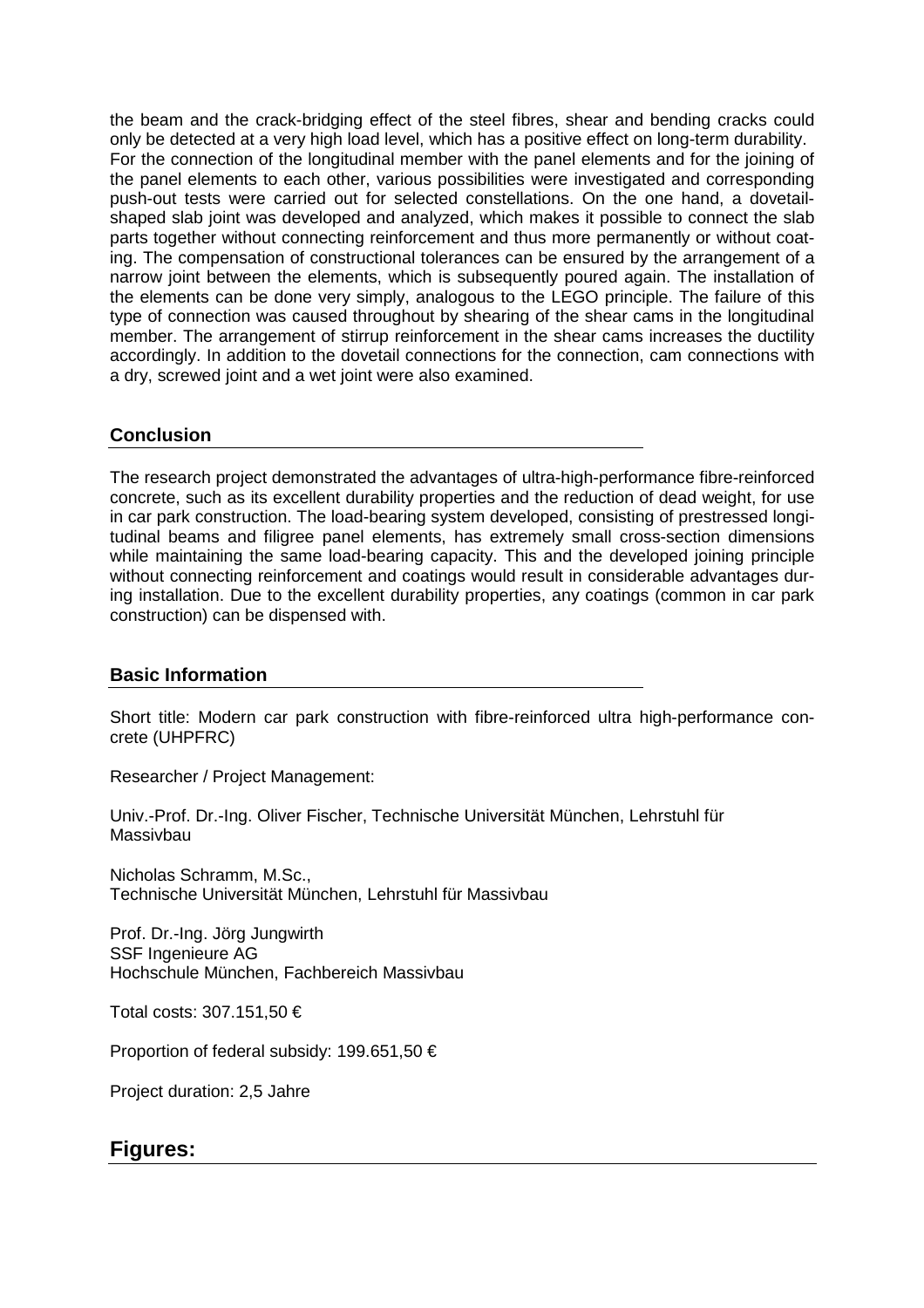the beam and the crack-bridging effect of the steel fibres, shear and bending cracks could only be detected at a very high load level, which has a positive effect on long-term durability. For the connection of the longitudinal member with the panel elements and for the joining of the panel elements to each other, various possibilities were investigated and corresponding push-out tests were carried out for selected constellations. On the one hand, a dovetail-shaped slab joint was developed and analyzed, which makes it possible to connect the slab parts together without connecting reinforcement and thus more permanently or without coating. The compensation of constructional tolerances can be ensured by the arrangement of a narrow joint between the elements, which is subsequently poured again. The installation of the elements can be done very simply, analogous to the LEGO principle. The failure of this type of connection was caused throughout by shearing of the shear cams in the longitudinal member. The arrangement of stirrup reinforcement in the shear cams increases the ductility accordingly. In addition to the dovetail connections for the connection, cam connections with a dry, screwed joint and a wet joint were also examined.

## Conclusion

The research project demonstrated the advantages of ultra-high-performance fibre-reinforced concrete, such as its excellent durability properties and the reduction of dead weight, for use in car park construction. The load-bearing system developed, consisting of prestressed longitudinal beams and filigree panel elements, has extremely small cross-section dimensions while maintaining the same load-bearing capacity. This and the developed joining principle without connecting reinforcement and coatings would result in considerable advantages during installation. Due to the excellent durability properties, any coatings (common in car park construction) can be dispensed with.

## Basic Information

Short title: Modern car park construction with fibre-reinforced ultra high-performance concrete (UHPFRC)

Researcher / Project Management:

Univ.-Prof. Dr.-Ing. Oliver Fischer, Technische Universität München, Lehrstuhl für Massivbau

Nicholas Schramm, M.Sc.,
Technische Universität München, Lehrstuhl für Massivbau

Prof. Dr.-Ing. Jörg Jungwirth
SSF Ingenieure AG
Hochschule München, Fachbereich Massivbau

Total costs: 307.151,50 €

Proportion of federal subsidy: 199.651,50 €

Project duration: 2,5 Jahre

# Figures: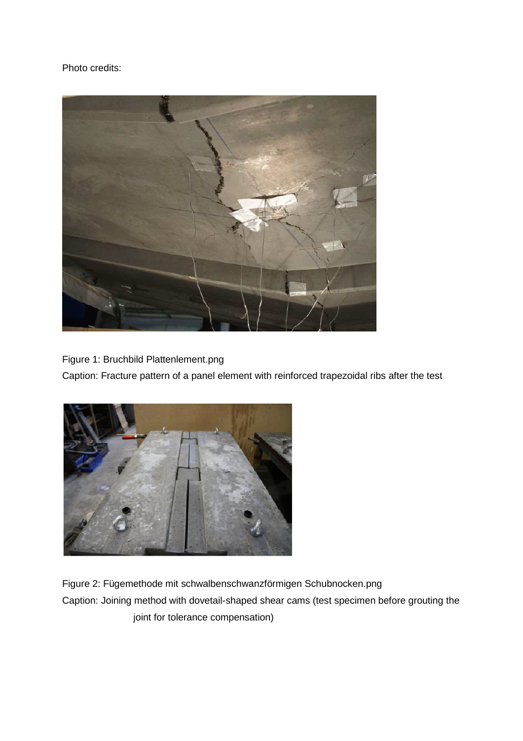Photo credits:

Figure 1: Bruchbild Plattenlement.png

Caption: Fracture pattern of a panel element with reinforced trapezoidal ribs after the test

Figure 2: Fügemethode mit schwalbenschwanzförmigen Schubnocken.png

Caption: Joining method with dovetail-shaped shear cams (test specimen before grouting the joint for tolerance compensation)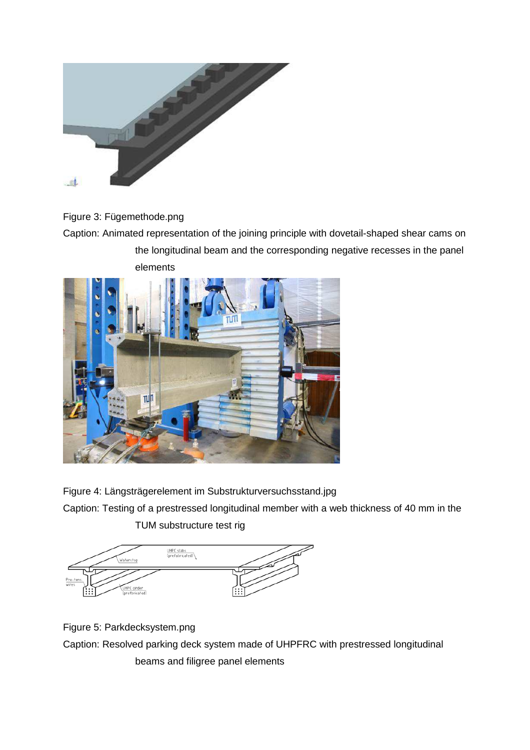Figure 3: Fügemethode.png

Caption: Animated representation of the joining principle with dovetail-shaped shear cams on the longitudinal beam and the corresponding negative recesses in the panel elements

Figure 4: Längsträgerelement im Substrukturversuchsstand.jpg

Caption: Testing of a prestressed longitudinal member with a web thickness of 40 mm in the TUM substructure test rig

Figure 5: Parkdecksystem.png

Caption: Resolved parking deck system made of UHPFRC with prestressed longitudinal beams and filigree panel elements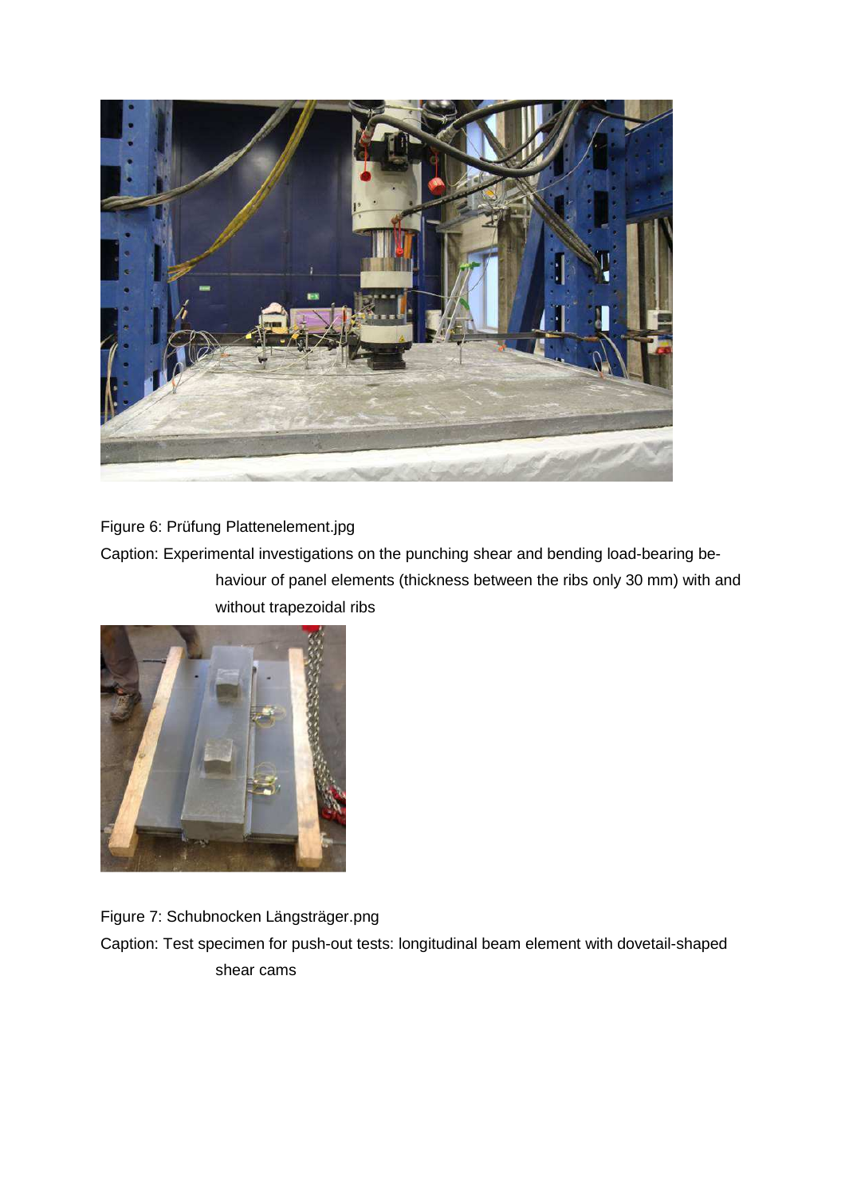Figure 6: Prüfung Plattenelement.jpg

Caption: Experimental investigations on the punching shear and bending load-bearing behaviour of panel elements (thickness between the ribs only 30 mm) with and without trapezoidal ribs

Figure 7: Schubnocken Längsträger.png

Caption: Test specimen for push-out tests: longitudinal beam element with dovetail-shaped shear cams